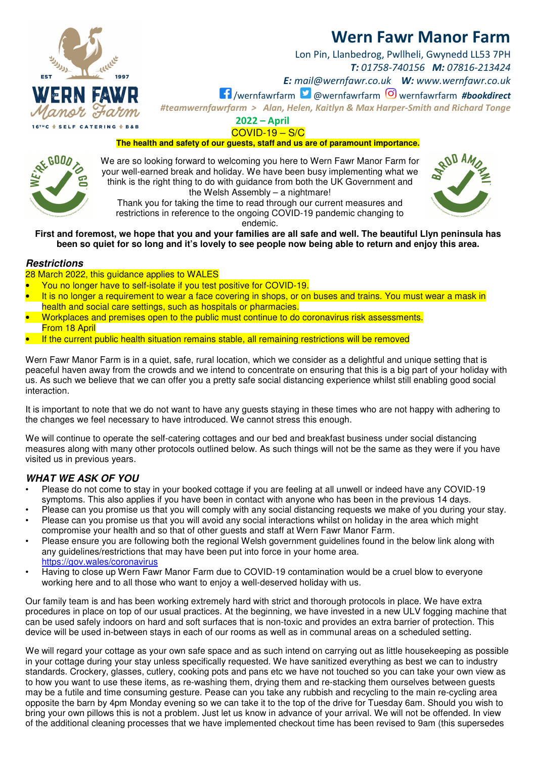# Wern Fawr Manor Farm

Lon Pin, Llanbedrog, Pwllheli, Gwynedd LL53 7PH
*T: 01758-740156 M: 07816-213424*
*E: mail@wernfawr.co.uk W: www.wernfawr.co.uk*
/wernfawrfarm @wernfawrfarm wernfawrfarm ***#bookdirect***
*#teamwernfawrfarm > Alan, Helen, Kaitlyn & Max Harper-Smith and Richard Tonge*

**2022 – April**

COVID-19 – S/C

**The health and safety of our guests, staff and us are of paramount importance.**

We are so looking forward to welcoming you here to Wern Fawr Manor Farm for your well-earned break and holiday. We have been busy implementing what we think is the right thing to do with guidance from both the UK Government and the Welsh Assembly – a nightmare!
Thank you for taking the time to read through our current measures and restrictions in reference to the ongoing COVID-19 pandemic changing to endemic.

**First and foremost, we hope that you and your families are all safe and well. The beautiful Llyn peninsula has been so quiet for so long and it's lovely to see people now being able to return and enjoy this area.**

### *Restrictions*

28 March 2022, this guidance applies to WALES

- You no longer have to self-isolate if you test positive for COVID-19.
- It is no longer a requirement to wear a face covering in shops, or on buses and trains. You must wear a mask in health and social care settings, such as hospitals or pharmacies.
- Workplaces and premises open to the public must continue to do coronavirus risk assessments.
  From 18 April
- If the current public health situation remains stable, all remaining restrictions will be removed

Wern Fawr Manor Farm is in a quiet, safe, rural location, which we consider as a delightful and unique setting that is peaceful haven away from the crowds and we intend to concentrate on ensuring that this is a big part of your holiday with us. As such we believe that we can offer you a pretty safe social distancing experience whilst still enabling good social interaction.

It is important to note that we do not want to have any guests staying in these times who are not happy with adhering to the changes we feel necessary to have introduced. We cannot stress this enough.

We will continue to operate the self-catering cottages and our bed and breakfast business under social distancing measures along with many other protocols outlined below. As such things will not be the same as they were if you have visited us in previous years.

### *WHAT WE ASK OF YOU*

- Please do not come to stay in your booked cottage if you are feeling at all unwell or indeed have any COVID-19 symptoms. This also applies if you have been in contact with anyone who has been in the previous 14 days.
- Please can you promise us that you will comply with any social distancing requests we make of you during your stay.
- Please can you promise us that you will avoid any social interactions whilst on holiday in the area which might compromise your health and so that of other guests and staff at Wern Fawr Manor Farm.
- Please ensure you are following both the regional Welsh government guidelines found in the below link along with any guidelines/restrictions that may have been put into force in your home area.
  https://gov.wales/coronavirus
- Having to close up Wern Fawr Manor Farm due to COVID-19 contamination would be a cruel blow to everyone working here and to all those who want to enjoy a well-deserved holiday with us.

Our family team is and has been working extremely hard with strict and thorough protocols in place. We have extra procedures in place on top of our usual practices. At the beginning, we have invested in a new ULV fogging machine that can be used safely indoors on hard and soft surfaces that is non-toxic and provides an extra barrier of protection. This device will be used in-between stays in each of our rooms as well as in communal areas on a scheduled setting.

We will regard your cottage as your own safe space and as such intend on carrying out as little housekeeping as possible in your cottage during your stay unless specifically requested. We have sanitized everything as best we can to industry standards. Crockery, glasses, cutlery, cooking pots and pans etc we have not touched so you can take your own view as to how you want to use these items, as re-washing them, drying them and re-stacking them ourselves between guests may be a futile and time consuming gesture. Pease can you take any rubbish and recycling to the main re-cycling area opposite the barn by 4pm Monday evening so we can take it to the top of the drive for Tuesday 6am. Should you wish to bring your own pillows this is not a problem. Just let us know in advance of your arrival. We will not be offended. In view of the additional cleaning processes that we have implemented checkout time has been revised to 9am (this supersedes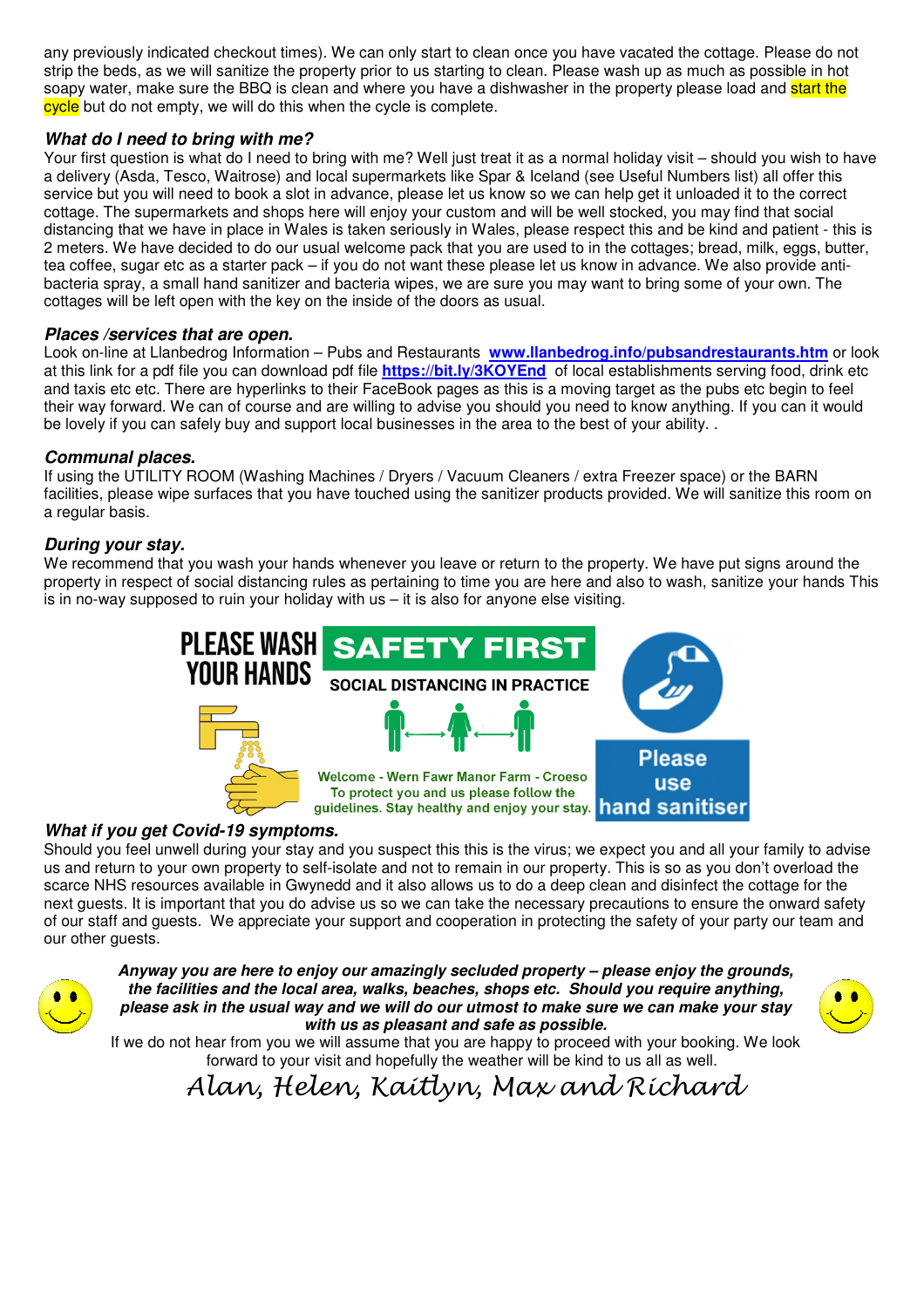any previously indicated checkout times). We can only start to clean once you have vacated the cottage. Please do not strip the beds, as we will sanitize the property prior to us starting to clean. Please wash up as much as possible in hot soapy water, make sure the BBQ is clean and where you have a dishwasher in the property please load and start the cycle but do not empty, we will do this when the cycle is complete.

### *What do I need to bring with me?*

Your first question is what do I need to bring with me? Well just treat it as a normal holiday visit – should you wish to have a delivery (Asda, Tesco, Waitrose) and local supermarkets like Spar & Iceland (see Useful Numbers list) all offer this service but you will need to book a slot in advance, please let us know so we can help get it unloaded it to the correct cottage. The supermarkets and shops here will enjoy your custom and will be well stocked, you may find that social distancing that we have in place in Wales is taken seriously in Wales, please respect this and be kind and patient - this is 2 meters. We have decided to do our usual welcome pack that you are used to in the cottages; bread, milk, eggs, butter, tea coffee, sugar etc as a starter pack – if you do not want these please let us know in advance. We also provide anti-bacteria spray, a small hand sanitizer and bacteria wipes, we are sure you may want to bring some of your own. The cottages will be left open with the key on the inside of the doors as usual.

### *Places /services that are open.*

Look on-line at Llanbedrog Information – Pubs and Restaurants **www.llanbedrog.info/pubsandrestaurants.htm** or look at this link for a pdf file you can download pdf file **https://bit.ly/3KOYEnd** of local establishments serving food, drink etc and taxis etc etc. There are hyperlinks to their FaceBook pages as this is a moving target as the pubs etc begin to feel their way forward. We can of course and are willing to advise you should you need to know anything. If you can it would be lovely if you can safely buy and support local businesses in the area to the best of your ability. .

### *Communal places.*

If using the UTILITY ROOM (Washing Machines / Dryers / Vacuum Cleaners / extra Freezer space) or the BARN facilities, please wipe surfaces that you have touched using the sanitizer products provided. We will sanitize this room on a regular basis.

### *During your stay.*

We recommend that you wash your hands whenever you leave or return to the property. We have put signs around the property in respect of social distancing rules as pertaining to time you are here and also to wash, sanitize your hands This is in no-way supposed to ruin your holiday with us – it is also for anyone else visiting.

PLEASE WASH YOUR HANDS

SAFETY FIRST

SOCIAL DISTANCING IN PRACTICE

Welcome - Wern Fawr Manor Farm - Croeso
To protect you and us please follow the guidelines. Stay healthy and enjoy your stay.

Please use hand sanitiser

### *What if you get Covid-19 symptoms.*

Should you feel unwell during your stay and you suspect this this is the virus; we expect you and all your family to advise us and return to your own property to self-isolate and not to remain in our property. This is so as you don't overload the scarce NHS resources available in Gwynedd and it also allows us to do a deep clean and disinfect the cottage for the next guests. It is important that you do advise us so we can take the necessary precautions to ensure the onward safety of our staff and guests. We appreciate your support and cooperation in protecting the safety of your party our team and our other guests.

***Anyway you are here to enjoy our amazingly secluded property – please enjoy the grounds, the facilities and the local area, walks, beaches, shops etc. Should you require anything, please ask in the usual way and we will do our utmost to make sure we can make your stay with us as pleasant and safe as possible.***

If we do not hear from you we will assume that you are happy to proceed with your booking. We look forward to your visit and hopefully the weather will be kind to us all as well.

*Alan, Helen, Kaitlyn, Max and Richard*